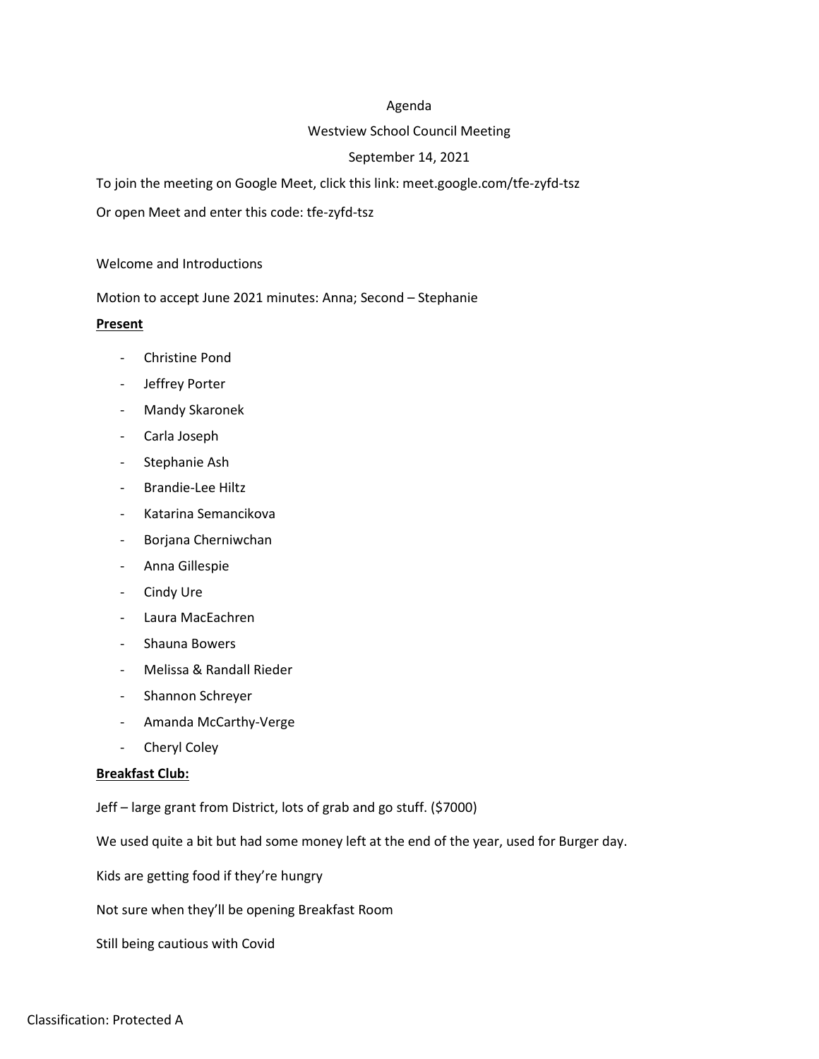Agenda

Westview School Council Meeting

September 14, 2021

To join the meeting on Google Meet, click this link: meet.google.com/tfe-zyfd-tsz

Or open Meet and enter this code: tfe-zyfd-tsz

Welcome and Introductions

Motion to accept June 2021 minutes: Anna; Second – Stephanie

**Present**

- Christine Pond
- Jeffrey Porter
- Mandy Skaronek
- Carla Joseph
- Stephanie Ash
- Brandie-Lee Hiltz
- Katarina Semancikova
- Borjana Cherniwchan
- Anna Gillespie
- Cindy Ure
- Laura MacEachren
- Shauna Bowers
- Melissa & Randall Rieder
- Shannon Schreyer
- Amanda McCarthy-Verge
- Cheryl Coley

**Breakfast Club:**

Jeff – large grant from District, lots of grab and go stuff. ($7000)

We used quite a bit but had some money left at the end of the year, used for Burger day.

Kids are getting food if they're hungry

Not sure when they'll be opening Breakfast Room

Still being cautious with Covid

Classification: Protected A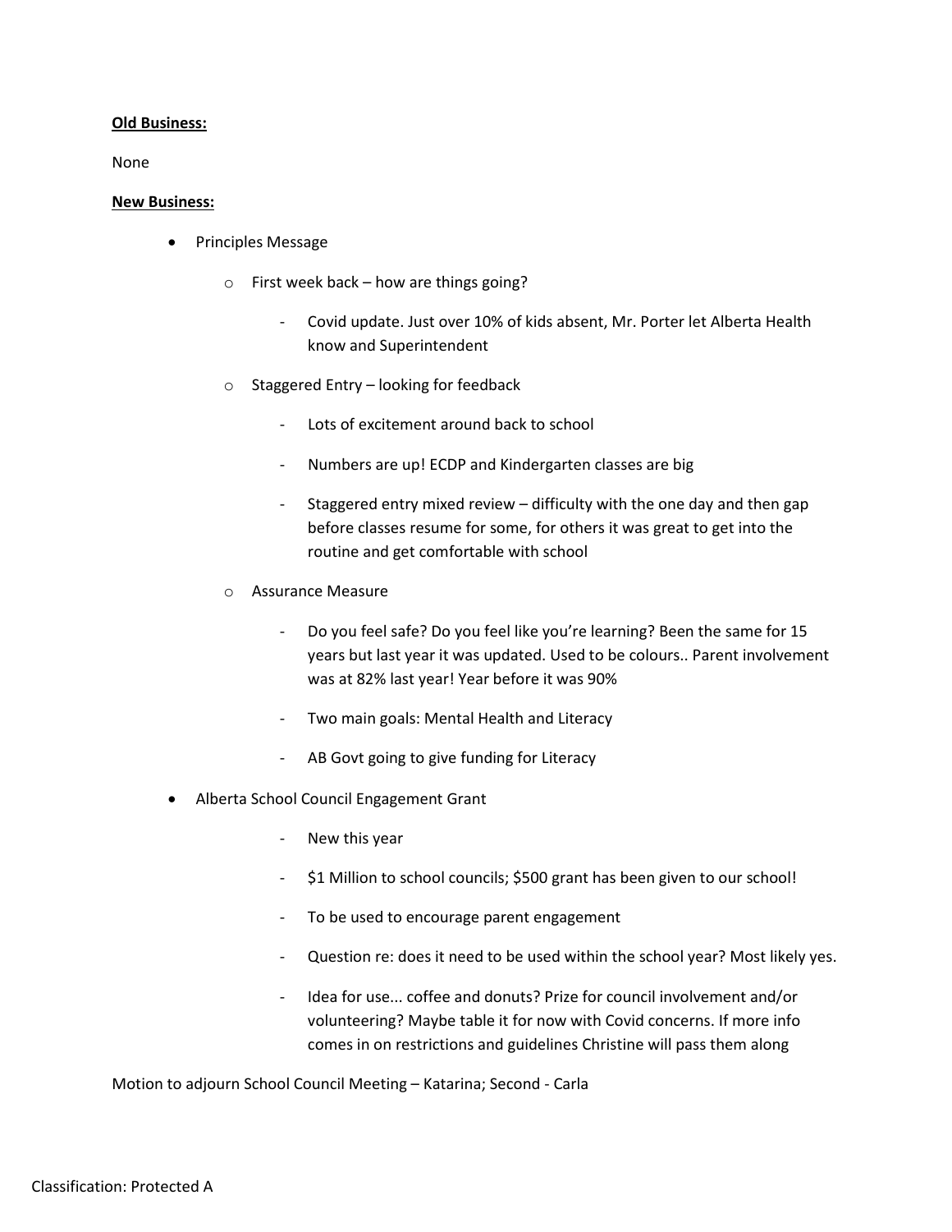**Old Business:**

None

**New Business:**

- Principles Message
    - First week back – how are things going?
        - Covid update. Just over 10% of kids absent, Mr. Porter let Alberta Health know and Superintendent
    - Staggered Entry – looking for feedback
        - Lots of excitement around back to school
        - Numbers are up! ECDP and Kindergarten classes are big
        - Staggered entry mixed review – difficulty with the one day and then gap before classes resume for some, for others it was great to get into the routine and get comfortable with school
    - Assurance Measure
        - Do you feel safe? Do you feel like you're learning? Been the same for 15 years but last year it was updated. Used to be colours.. Parent involvement was at 82% last year! Year before it was 90%
        - Two main goals: Mental Health and Literacy
        - AB Govt going to give funding for Literacy
- Alberta School Council Engagement Grant
    - New this year
    - $1 Million to school councils; $500 grant has been given to our school!
    - To be used to encourage parent engagement
    - Question re: does it need to be used within the school year? Most likely yes.
    - Idea for use... coffee and donuts? Prize for council involvement and/or volunteering? Maybe table it for now with Covid concerns. If more info comes in on restrictions and guidelines Christine will pass them along

Motion to adjourn School Council Meeting – Katarina; Second - Carla

Classification: Protected A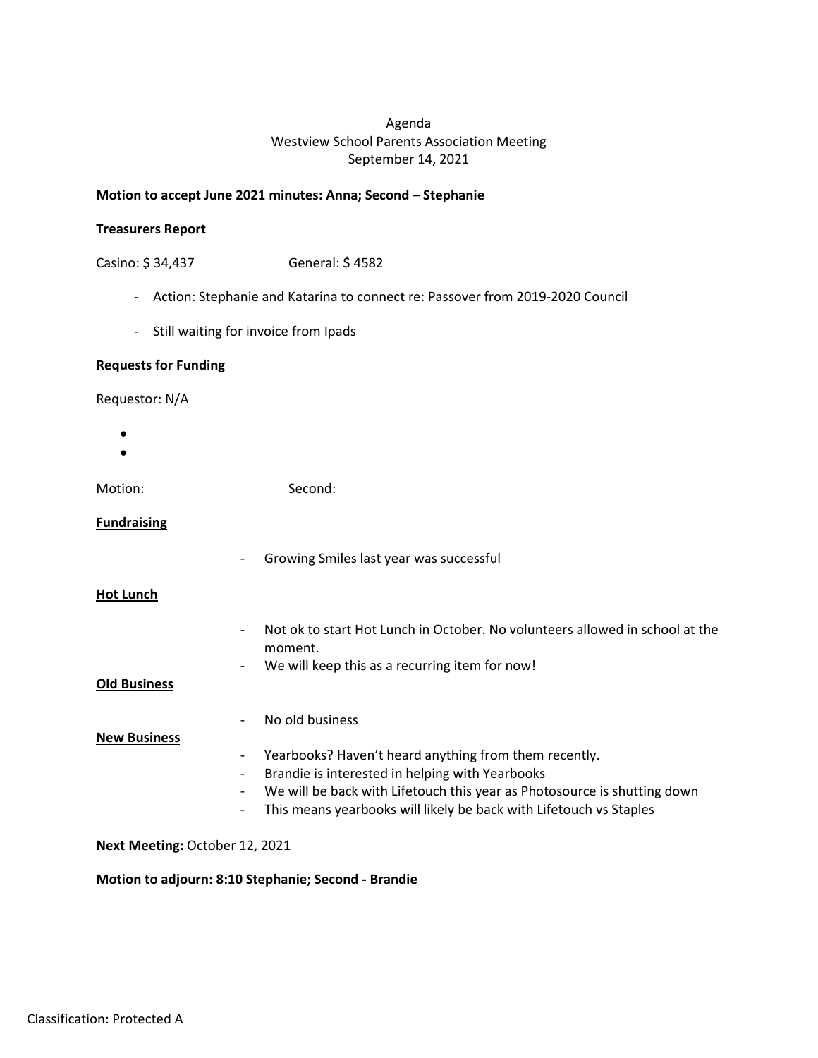Agenda
Westview School Parents Association Meeting
September 14, 2021

**Motion to accept June 2021 minutes: Anna; Second – Stephanie**

**Treasurers Report**

Casino: $ 34,437 General: $ 4582

- Action: Stephanie and Katarina to connect re: Passover from 2019-2020 Council
- Still waiting for invoice from Ipads

**Requests for Funding**

Requestor: N/A

- 
- 

Motion: Second:

**Fundraising**

- Growing Smiles last year was successful

**Hot Lunch**

- Not ok to start Hot Lunch in October. No volunteers allowed in school at the moment.
- We will keep this as a recurring item for now!

**Old Business**

- No old business

**New Business**

- Yearbooks? Haven't heard anything from them recently.
- Brandie is interested in helping with Yearbooks
- We will be back with Lifetouch this year as Photosource is shutting down
- This means yearbooks will likely be back with Lifetouch vs Staples

**Next Meeting:** October 12, 2021

**Motion to adjourn: 8:10 Stephanie; Second - Brandie**

Classification: Protected A